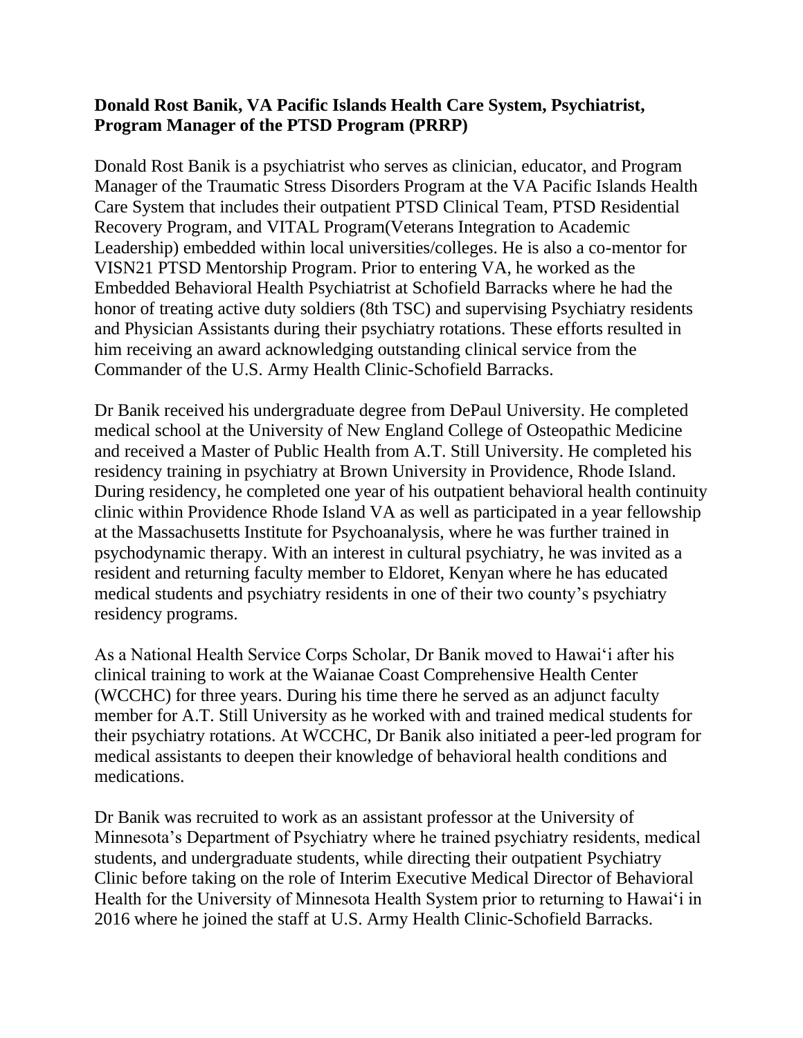**Donald Rost Banik, VA Pacific Islands Health Care System, Psychiatrist, Program Manager of the PTSD Program (PRRP)**

Donald Rost Banik is a psychiatrist who serves as clinician, educator, and Program Manager of the Traumatic Stress Disorders Program at the VA Pacific Islands Health Care System that includes their outpatient PTSD Clinical Team, PTSD Residential Recovery Program, and VITAL Program(Veterans Integration to Academic Leadership) embedded within local universities/colleges. He is also a co-mentor for VISN21 PTSD Mentorship Program. Prior to entering VA, he worked as the Embedded Behavioral Health Psychiatrist at Schofield Barracks where he had the honor of treating active duty soldiers (8th TSC) and supervising Psychiatry residents and Physician Assistants during their psychiatry rotations. These efforts resulted in him receiving an award acknowledging outstanding clinical service from the Commander of the U.S. Army Health Clinic-Schofield Barracks.

Dr Banik received his undergraduate degree from DePaul University. He completed medical school at the University of New England College of Osteopathic Medicine and received a Master of Public Health from A.T. Still University. He completed his residency training in psychiatry at Brown University in Providence, Rhode Island. During residency, he completed one year of his outpatient behavioral health continuity clinic within Providence Rhode Island VA as well as participated in a year fellowship at the Massachusetts Institute for Psychoanalysis, where he was further trained in psychodynamic therapy. With an interest in cultural psychiatry, he was invited as a resident and returning faculty member to Eldoret, Kenyan where he has educated medical students and psychiatry residents in one of their two county's psychiatry residency programs.

As a National Health Service Corps Scholar, Dr Banik moved to Hawaiʻi after his clinical training to work at the Waianae Coast Comprehensive Health Center (WCCHC) for three years. During his time there he served as an adjunct faculty member for A.T. Still University as he worked with and trained medical students for their psychiatry rotations. At WCCHC, Dr Banik also initiated a peer-led program for medical assistants to deepen their knowledge of behavioral health conditions and medications.

Dr Banik was recruited to work as an assistant professor at the University of Minnesota's Department of Psychiatry where he trained psychiatry residents, medical students, and undergraduate students, while directing their outpatient Psychiatry Clinic before taking on the role of Interim Executive Medical Director of Behavioral Health for the University of Minnesota Health System prior to returning to Hawaiʻi in 2016 where he joined the staff at U.S. Army Health Clinic-Schofield Barracks.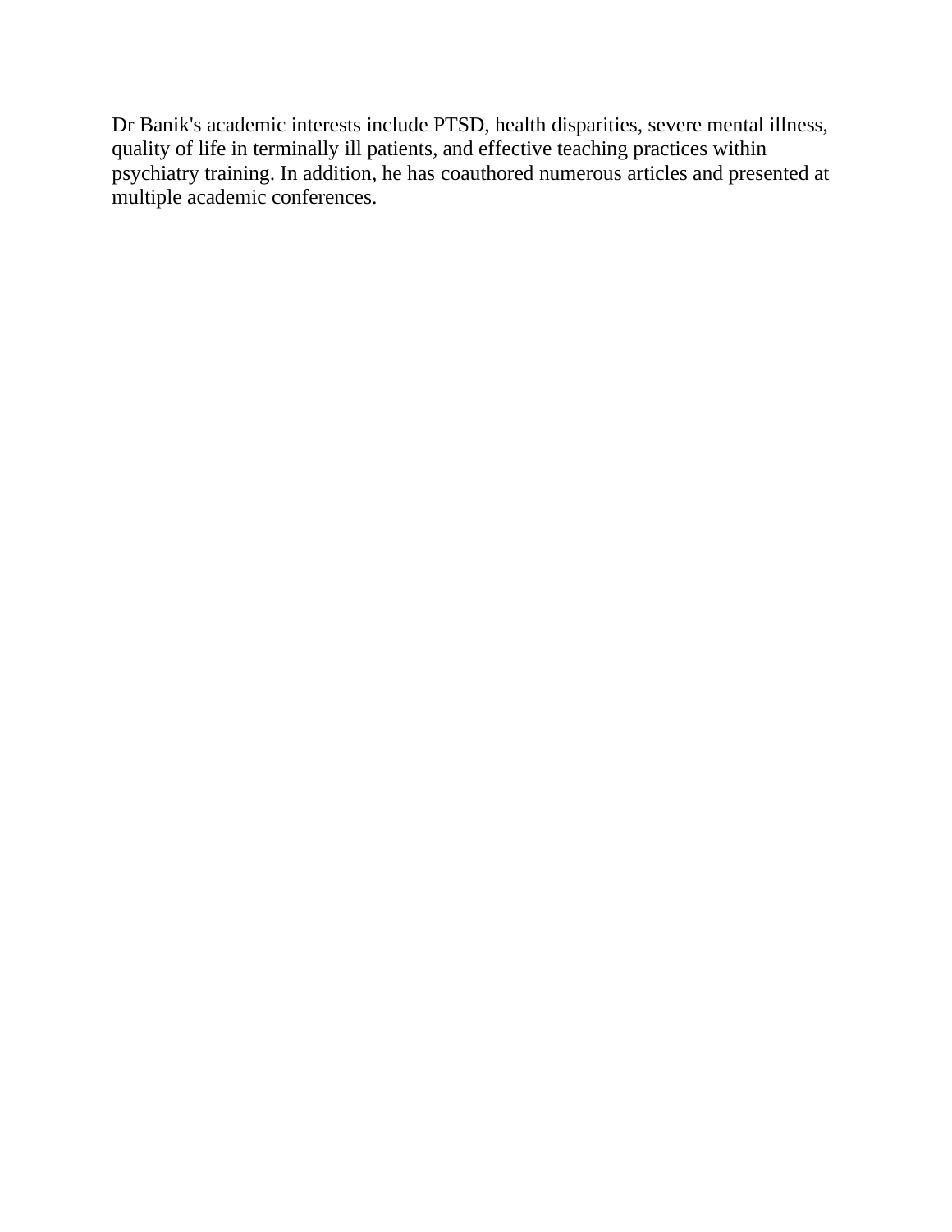Dr Banik's academic interests include PTSD, health disparities, severe mental illness, quality of life in terminally ill patients, and effective teaching practices within psychiatry training. In addition, he has coauthored numerous articles and presented at multiple academic conferences.